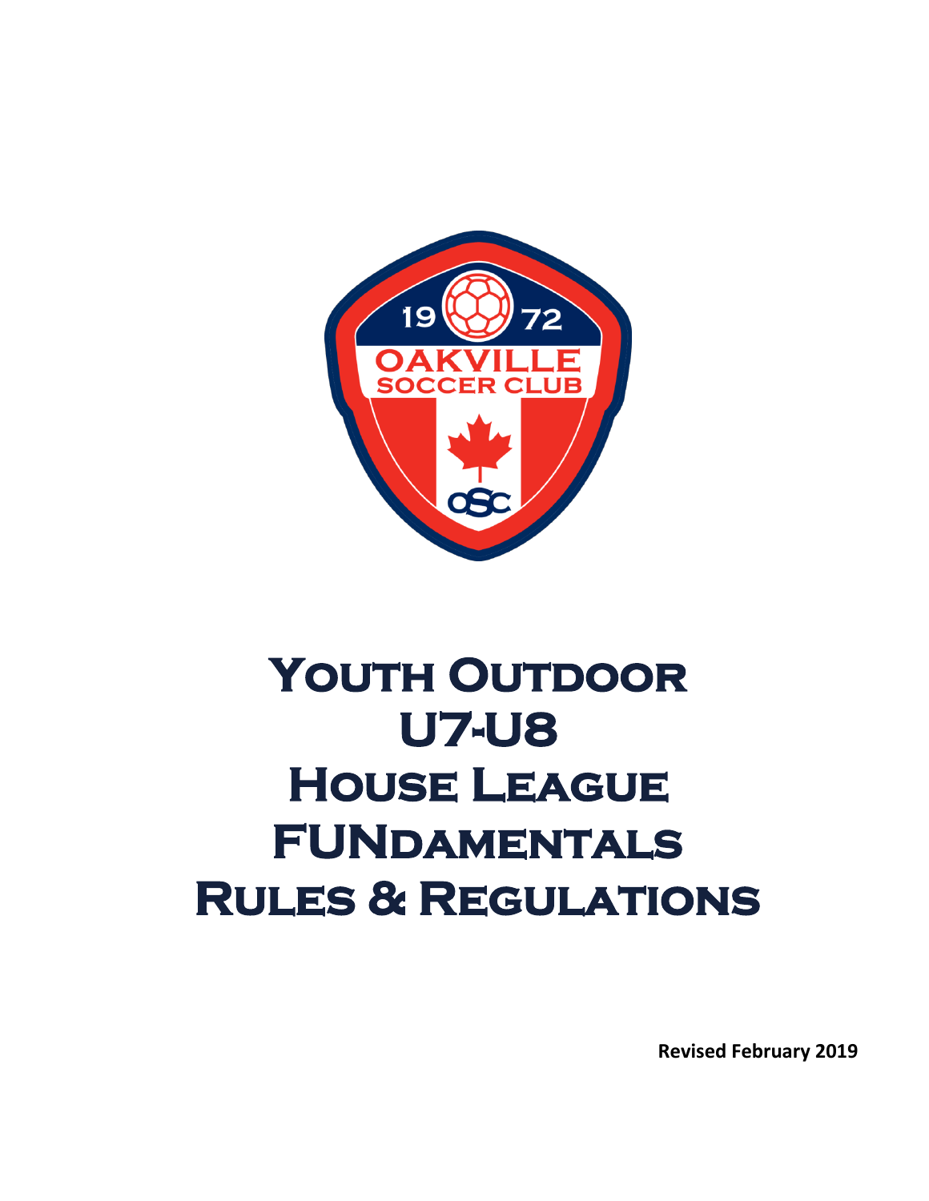# Youth Outdoor U7-U8 House League FUNdamentals Rules & Regulations

**Revised February 2019**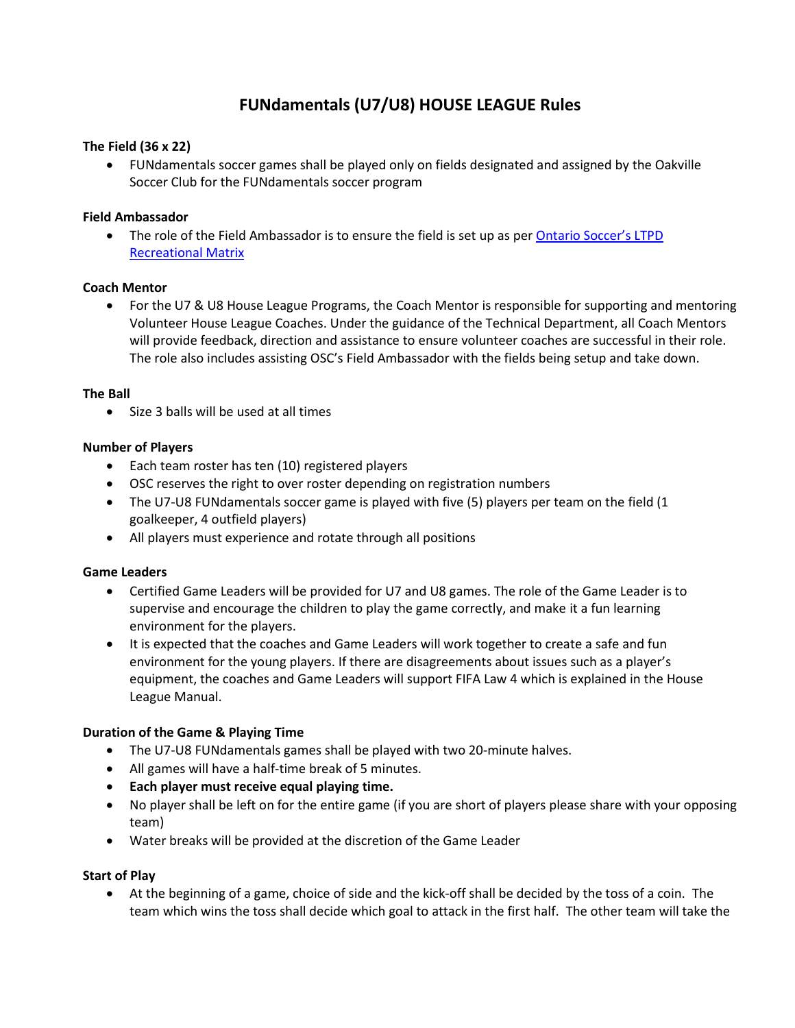# FUNdamentals (U7/U8) HOUSE LEAGUE Rules

**The Field (36 x 22)**

- FUNdamentals soccer games shall be played only on fields designated and assigned by the Oakville Soccer Club for the FUNdamentals soccer program

**Field Ambassador**

- The role of the Field Ambassador is to ensure the field is set up as per [Ontario Soccer's LTPD Recreational Matrix]

**Coach Mentor**

- For the U7 & U8 House League Programs, the Coach Mentor is responsible for supporting and mentoring Volunteer House League Coaches. Under the guidance of the Technical Department, all Coach Mentors will provide feedback, direction and assistance to ensure volunteer coaches are successful in their role. The role also includes assisting OSC's Field Ambassador with the fields being setup and take down.

**The Ball**

- Size 3 balls will be used at all times

**Number of Players**

- Each team roster has ten (10) registered players
- OSC reserves the right to over roster depending on registration numbers
- The U7-U8 FUNdamentals soccer game is played with five (5) players per team on the field (1 goalkeeper, 4 outfield players)
- All players must experience and rotate through all positions

**Game Leaders**

- Certified Game Leaders will be provided for U7 and U8 games. The role of the Game Leader is to supervise and encourage the children to play the game correctly, and make it a fun learning environment for the players.
- It is expected that the coaches and Game Leaders will work together to create a safe and fun environment for the young players. If there are disagreements about issues such as a player's equipment, the coaches and Game Leaders will support FIFA Law 4 which is explained in the House League Manual.

**Duration of the Game & Playing Time**

- The U7-U8 FUNdamentals games shall be played with two 20-minute halves.
- All games will have a half-time break of 5 minutes.
- **Each player must receive equal playing time.**
- No player shall be left on for the entire game (if you are short of players please share with your opposing team)
- Water breaks will be provided at the discretion of the Game Leader

**Start of Play**

- At the beginning of a game, choice of side and the kick-off shall be decided by the toss of a coin. The team which wins the toss shall decide which goal to attack in the first half. The other team will take the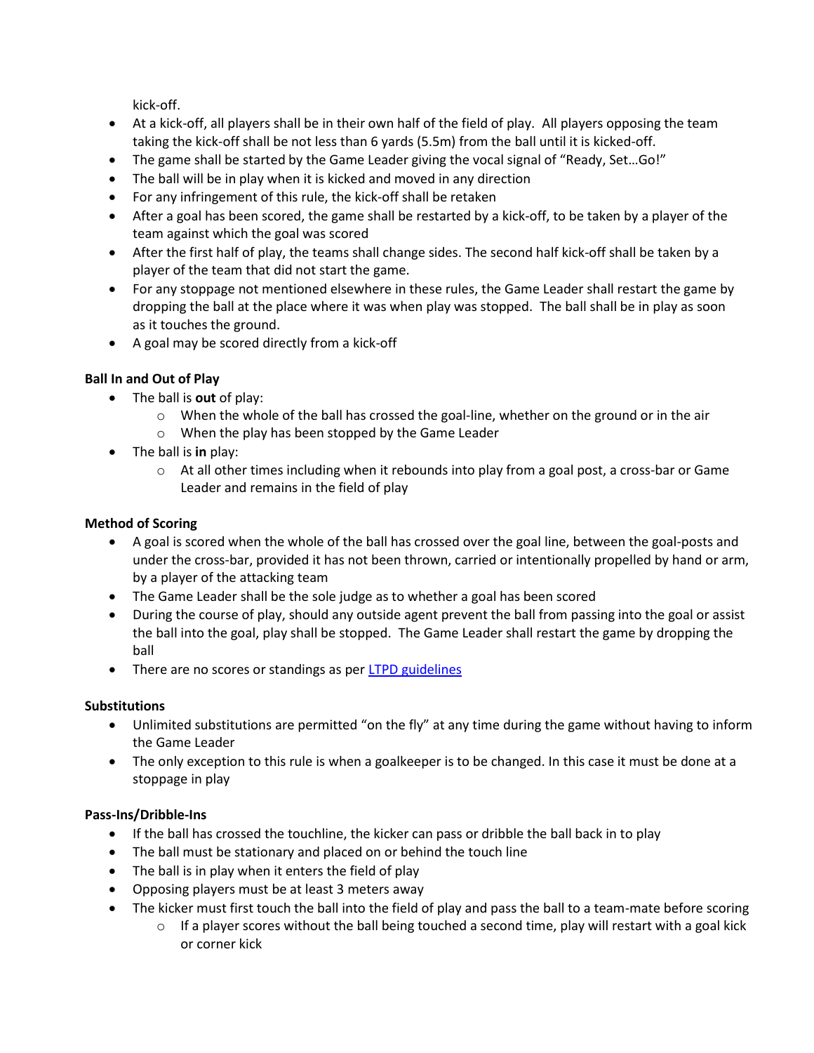kick-off.

- At a kick-off, all players shall be in their own half of the field of play. All players opposing the team taking the kick-off shall be not less than 6 yards (5.5m) from the ball until it is kicked-off.
- The game shall be started by the Game Leader giving the vocal signal of "Ready, Set…Go!"
- The ball will be in play when it is kicked and moved in any direction
- For any infringement of this rule, the kick-off shall be retaken
- After a goal has been scored, the game shall be restarted by a kick-off, to be taken by a player of the team against which the goal was scored
- After the first half of play, the teams shall change sides. The second half kick-off shall be taken by a player of the team that did not start the game.
- For any stoppage not mentioned elsewhere in these rules, the Game Leader shall restart the game by dropping the ball at the place where it was when play was stopped. The ball shall be in play as soon as it touches the ground.
- A goal may be scored directly from a kick-off

**Ball In and Out of Play**

- The ball is **out** of play:
  - When the whole of the ball has crossed the goal-line, whether on the ground or in the air
  - When the play has been stopped by the Game Leader
- The ball is **in** play:
  - At all other times including when it rebounds into play from a goal post, a cross-bar or Game Leader and remains in the field of play

**Method of Scoring**

- A goal is scored when the whole of the ball has crossed over the goal line, between the goal-posts and under the cross-bar, provided it has not been thrown, carried or intentionally propelled by hand or arm, by a player of the attacking team
- The Game Leader shall be the sole judge as to whether a goal has been scored
- During the course of play, should any outside agent prevent the ball from passing into the goal or assist the ball into the goal, play shall be stopped. The Game Leader shall restart the game by dropping the ball
- There are no scores or standings as per LTPD guidelines

**Substitutions**

- Unlimited substitutions are permitted "on the fly" at any time during the game without having to inform the Game Leader
- The only exception to this rule is when a goalkeeper is to be changed. In this case it must be done at a stoppage in play

**Pass-Ins/Dribble-Ins**

- If the ball has crossed the touchline, the kicker can pass or dribble the ball back in to play
- The ball must be stationary and placed on or behind the touch line
- The ball is in play when it enters the field of play
- Opposing players must be at least 3 meters away
- The kicker must first touch the ball into the field of play and pass the ball to a team-mate before scoring
  - If a player scores without the ball being touched a second time, play will restart with a goal kick or corner kick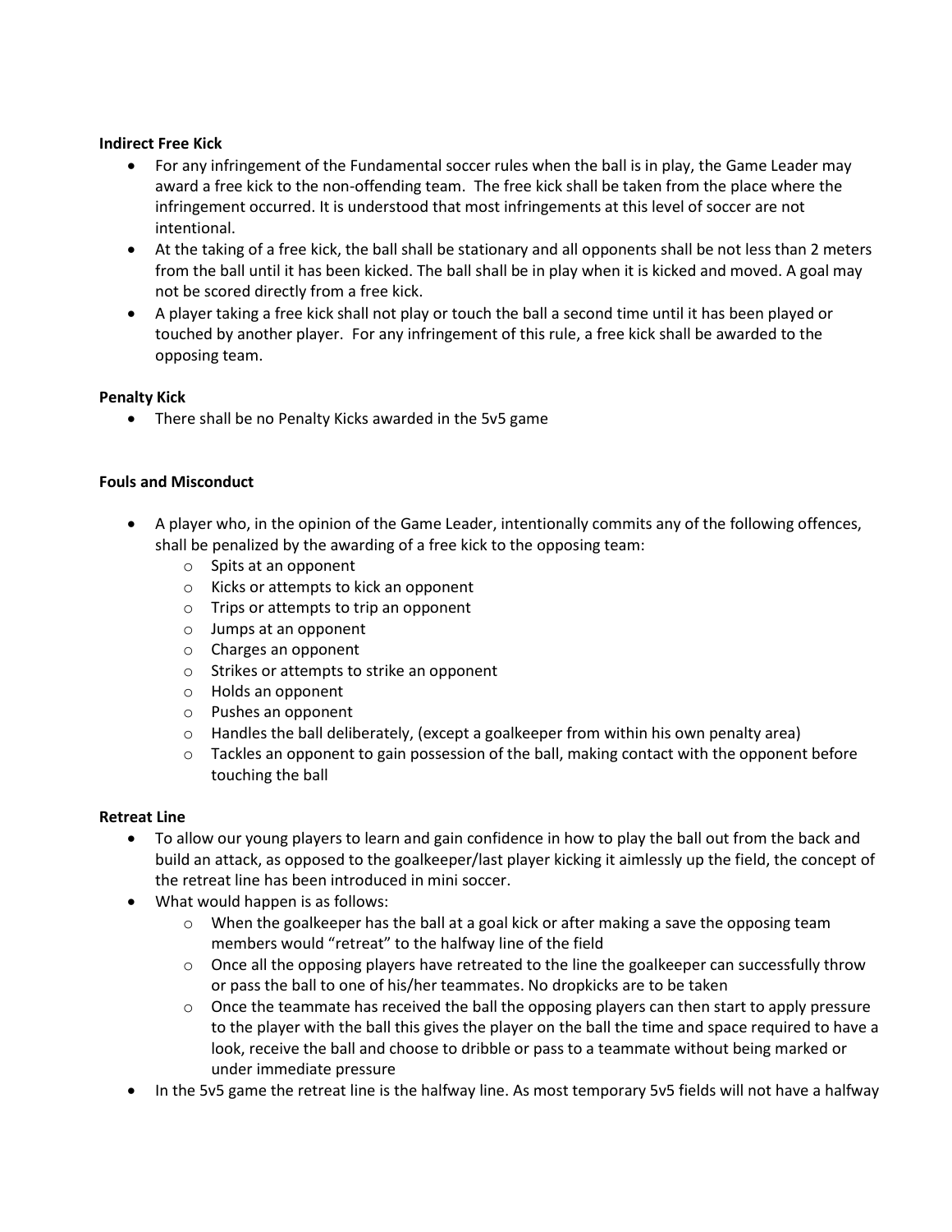**Indirect Free Kick**

- For any infringement of the Fundamental soccer rules when the ball is in play, the Game Leader may award a free kick to the non-offending team. The free kick shall be taken from the place where the infringement occurred. It is understood that most infringements at this level of soccer are not intentional.
- At the taking of a free kick, the ball shall be stationary and all opponents shall be not less than 2 meters from the ball until it has been kicked. The ball shall be in play when it is kicked and moved. A goal may not be scored directly from a free kick.
- A player taking a free kick shall not play or touch the ball a second time until it has been played or touched by another player. For any infringement of this rule, a free kick shall be awarded to the opposing team.

**Penalty Kick**

- There shall be no Penalty Kicks awarded in the 5v5 game

**Fouls and Misconduct**

- A player who, in the opinion of the Game Leader, intentionally commits any of the following offences, shall be penalized by the awarding of a free kick to the opposing team:
  - Spits at an opponent
  - Kicks or attempts to kick an opponent
  - Trips or attempts to trip an opponent
  - Jumps at an opponent
  - Charges an opponent
  - Strikes or attempts to strike an opponent
  - Holds an opponent
  - Pushes an opponent
  - Handles the ball deliberately, (except a goalkeeper from within his own penalty area)
  - Tackles an opponent to gain possession of the ball, making contact with the opponent before touching the ball

**Retreat Line**

- To allow our young players to learn and gain confidence in how to play the ball out from the back and build an attack, as opposed to the goalkeeper/last player kicking it aimlessly up the field, the concept of the retreat line has been introduced in mini soccer.
- What would happen is as follows:
  - When the goalkeeper has the ball at a goal kick or after making a save the opposing team members would "retreat" to the halfway line of the field
  - Once all the opposing players have retreated to the line the goalkeeper can successfully throw or pass the ball to one of his/her teammates. No dropkicks are to be taken
  - Once the teammate has received the ball the opposing players can then start to apply pressure to the player with the ball this gives the player on the ball the time and space required to have a look, receive the ball and choose to dribble or pass to a teammate without being marked or under immediate pressure
- In the 5v5 game the retreat line is the halfway line. As most temporary 5v5 fields will not have a halfway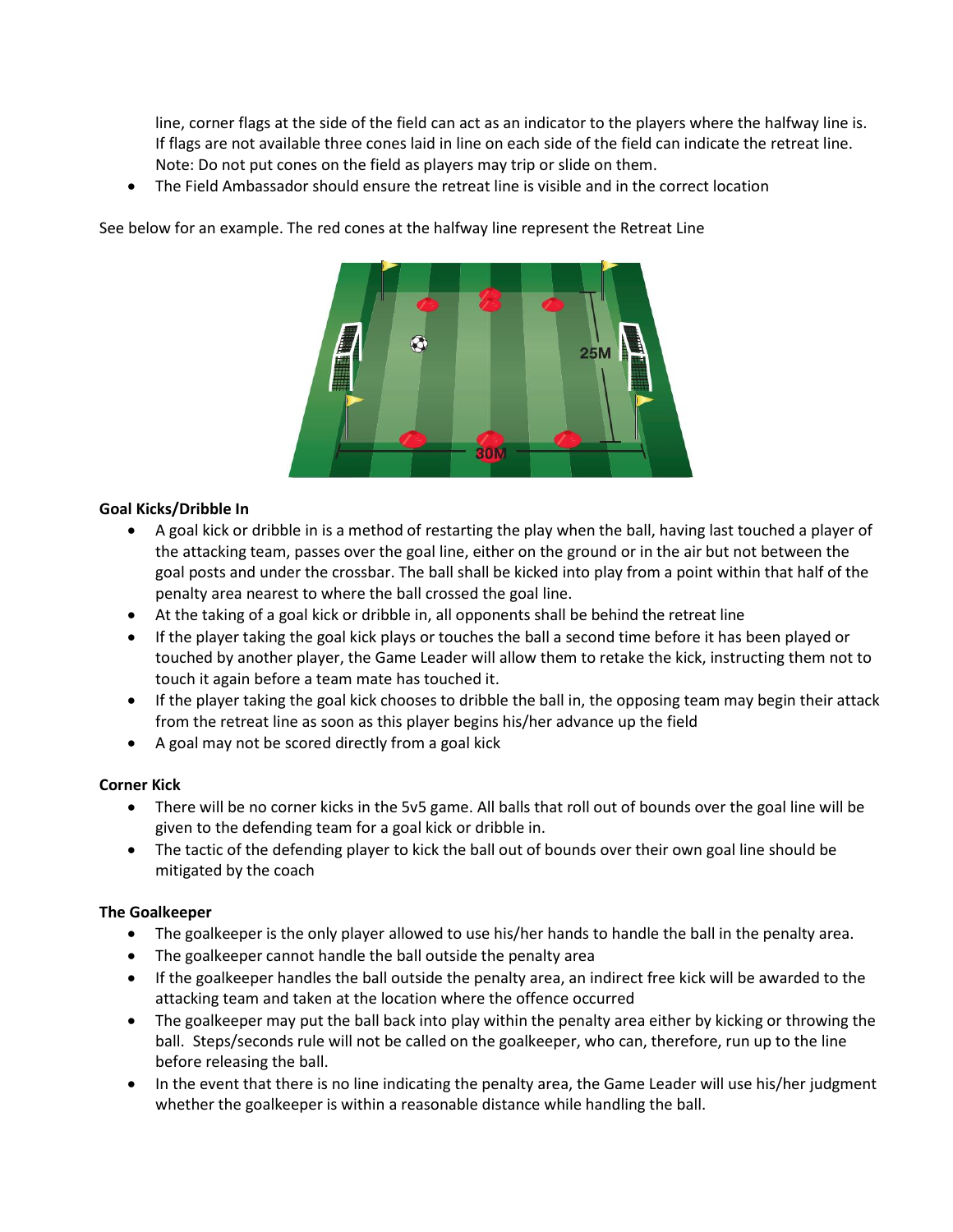line, corner flags at the side of the field can act as an indicator to the players where the halfway line is. If flags are not available three cones laid in line on each side of the field can indicate the retreat line. Note: Do not put cones on the field as players may trip or slide on them.

- The Field Ambassador should ensure the retreat line is visible and in the correct location

See below for an example. The red cones at the halfway line represent the Retreat Line

**Goal Kicks/Dribble In**

- A goal kick or dribble in is a method of restarting the play when the ball, having last touched a player of the attacking team, passes over the goal line, either on the ground or in the air but not between the goal posts and under the crossbar. The ball shall be kicked into play from a point within that half of the penalty area nearest to where the ball crossed the goal line.
- At the taking of a goal kick or dribble in, all opponents shall be behind the retreat line
- If the player taking the goal kick plays or touches the ball a second time before it has been played or touched by another player, the Game Leader will allow them to retake the kick, instructing them not to touch it again before a team mate has touched it.
- If the player taking the goal kick chooses to dribble the ball in, the opposing team may begin their attack from the retreat line as soon as this player begins his/her advance up the field
- A goal may not be scored directly from a goal kick

**Corner Kick**

- There will be no corner kicks in the 5v5 game. All balls that roll out of bounds over the goal line will be given to the defending team for a goal kick or dribble in.
- The tactic of the defending player to kick the ball out of bounds over their own goal line should be mitigated by the coach

**The Goalkeeper**

- The goalkeeper is the only player allowed to use his/her hands to handle the ball in the penalty area.
- The goalkeeper cannot handle the ball outside the penalty area
- If the goalkeeper handles the ball outside the penalty area, an indirect free kick will be awarded to the attacking team and taken at the location where the offence occurred
- The goalkeeper may put the ball back into play within the penalty area either by kicking or throwing the ball. Steps/seconds rule will not be called on the goalkeeper, who can, therefore, run up to the line before releasing the ball.
- In the event that there is no line indicating the penalty area, the Game Leader will use his/her judgment whether the goalkeeper is within a reasonable distance while handling the ball.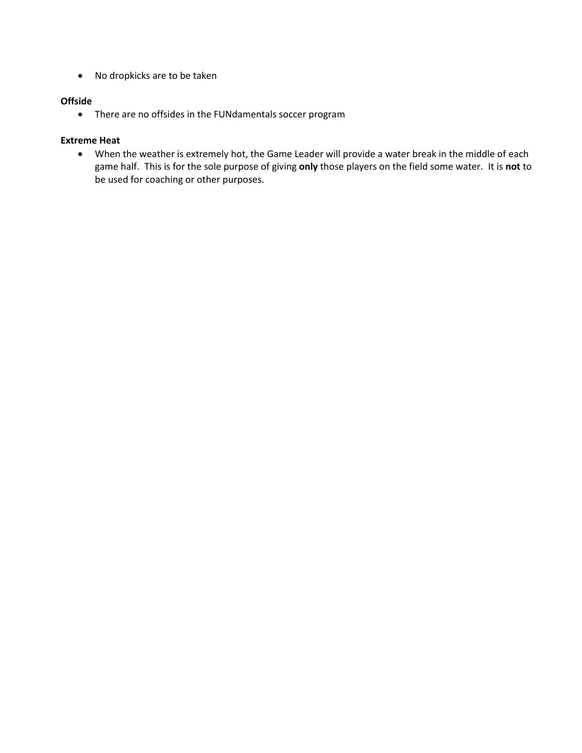- No dropkicks are to be taken

**Offside**

- There are no offsides in the FUNdamentals soccer program

**Extreme Heat**

- When the weather is extremely hot, the Game Leader will provide a water break in the middle of each game half. This is for the sole purpose of giving **only** those players on the field some water. It is **not** to be used for coaching or other purposes.